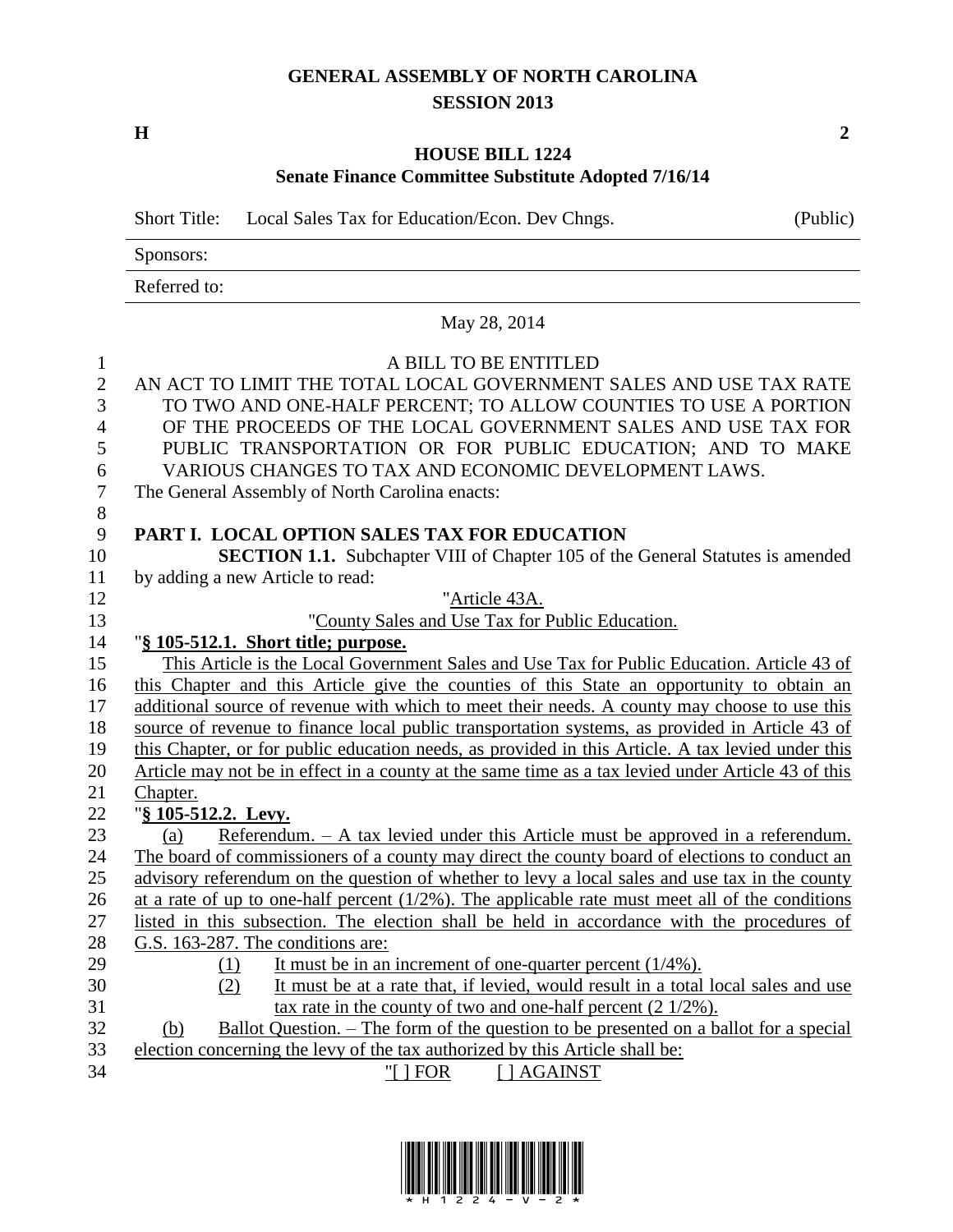# GENERAL ASSEMBLY OF NORTH CAROLINA
## SESSION 2013

**H** **2**

## HOUSE BILL 1224
### Senate Finance Committee Substitute Adopted 7/16/14

Short Title: Local Sales Tax for Education/Econ. Dev Chngs. (Public)

Sponsors:

Referred to:

May 28, 2014

A BILL TO BE ENTITLED

AN ACT TO LIMIT THE TOTAL LOCAL GOVERNMENT SALES AND USE TAX RATE TO TWO AND ONE-HALF PERCENT; TO ALLOW COUNTIES TO USE A PORTION OF THE PROCEEDS OF THE LOCAL GOVERNMENT SALES AND USE TAX FOR PUBLIC TRANSPORTATION OR FOR PUBLIC EDUCATION; AND TO MAKE VARIOUS CHANGES TO TAX AND ECONOMIC DEVELOPMENT LAWS.

The General Assembly of North Carolina enacts:

**PART I. LOCAL OPTION SALES TAX FOR EDUCATION**

**SECTION 1.1.** Subchapter VIII of Chapter 105 of the General Statutes is amended by adding a new Article to read:

"Article 43A.

"County Sales and Use Tax for Public Education.

"**§ 105-512.1. Short title; purpose.**

This Article is the Local Government Sales and Use Tax for Public Education. Article 43 of this Chapter and this Article give the counties of this State an opportunity to obtain an additional source of revenue with which to meet their needs. A county may choose to use this source of revenue to finance local public transportation systems, as provided in Article 43 of this Chapter, or for public education needs, as provided in this Article. A tax levied under this Article may not be in effect in a county at the same time as a tax levied under Article 43 of this Chapter.

"**§ 105-512.2. Levy.**

(a) Referendum. – A tax levied under this Article must be approved in a referendum. The board of commissioners of a county may direct the county board of elections to conduct an advisory referendum on the question of whether to levy a local sales and use tax in the county at a rate of up to one-half percent (1/2%). The applicable rate must meet all of the conditions listed in this subsection. The election shall be held in accordance with the procedures of G.S. 163-287. The conditions are:

(1) It must be in an increment of one-quarter percent (1/4%).

(2) It must be at a rate that, if levied, would result in a total local sales and use tax rate in the county of two and one-half percent (2 1/2%).

(b) Ballot Question. – The form of the question to be presented on a ballot for a special election concerning the levy of the tax authorized by this Article shall be:

"[ ] FOR [ ] AGAINST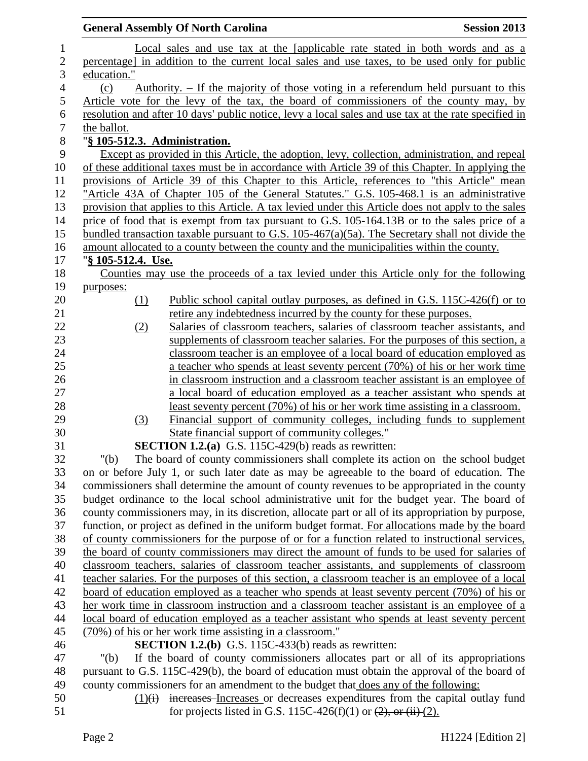Local sales and use tax at the [applicable rate stated in both words and as a percentage] in addition to the current local sales and use taxes, to be used only for public education."

(c) Authority. – If the majority of those voting in a referendum held pursuant to this Article vote for the levy of the tax, the board of commissioners of the county may, by resolution and after 10 days' public notice, levy a local sales and use tax at the rate specified in the ballot.

"**§ 105-512.3. Administration.**

Except as provided in this Article, the adoption, levy, collection, administration, and repeal of these additional taxes must be in accordance with Article 39 of this Chapter. In applying the provisions of Article 39 of this Chapter to this Article, references to "this Article" mean "Article 43A of Chapter 105 of the General Statutes." G.S. 105-468.1 is an administrative provision that applies to this Article. A tax levied under this Article does not apply to the sales price of food that is exempt from tax pursuant to G.S. 105-164.13B or to the sales price of a bundled transaction taxable pursuant to G.S. 105-467(a)(5a). The Secretary shall not divide the amount allocated to a county between the county and the municipalities within the county.

"**§ 105-512.4. Use.**

Counties may use the proceeds of a tax levied under this Article only for the following purposes:

(1) Public school capital outlay purposes, as defined in G.S. 115C-426(f) or to retire any indebtedness incurred by the county for these purposes.

(2) Salaries of classroom teachers, salaries of classroom teacher assistants, and supplements of classroom teacher salaries. For the purposes of this section, a classroom teacher is an employee of a local board of education employed as a teacher who spends at least seventy percent (70%) of his or her work time in classroom instruction and a classroom teacher assistant is an employee of a local board of education employed as a teacher assistant who spends at least seventy percent (70%) of his or her work time assisting in a classroom.

(3) Financial support of community colleges, including funds to supplement State financial support of community colleges."

**SECTION 1.2.(a)** G.S. 115C-429(b) reads as rewritten:

"(b) The board of county commissioners shall complete its action on the school budget on or before July 1, or such later date as may be agreeable to the board of education. The commissioners shall determine the amount of county revenues to be appropriated in the county budget ordinance to the local school administrative unit for the budget year. The board of county commissioners may, in its discretion, allocate part or all of its appropriation by purpose, function, or project as defined in the uniform budget format. For allocations made by the board of county commissioners for the purpose of or for a function related to instructional services, the board of county commissioners may direct the amount of funds to be used for salaries of classroom teachers, salaries of classroom teacher assistants, and supplements of classroom teacher salaries. For the purposes of this section, a classroom teacher is an employee of a local board of education employed as a teacher who spends at least seventy percent (70%) of his or her work time in classroom instruction and a classroom teacher assistant is an employee of a local board of education employed as a teacher assistant who spends at least seventy percent (70%) of his or her work time assisting in a classroom."

**SECTION 1.2.(b)** G.S. 115C-433(b) reads as rewritten:

"(b) If the board of county commissioners allocates part or all of its appropriations pursuant to G.S. 115C-429(b), the board of education must obtain the approval of the board of county commissioners for an amendment to the budget that does any of the following:

(1)~~(i)~~ ~~increases~~ Increases or decreases expenditures from the capital outlay fund for projects listed in G.S. 115C-426(f)(1) or ~~(2), or (ii)~~ (2).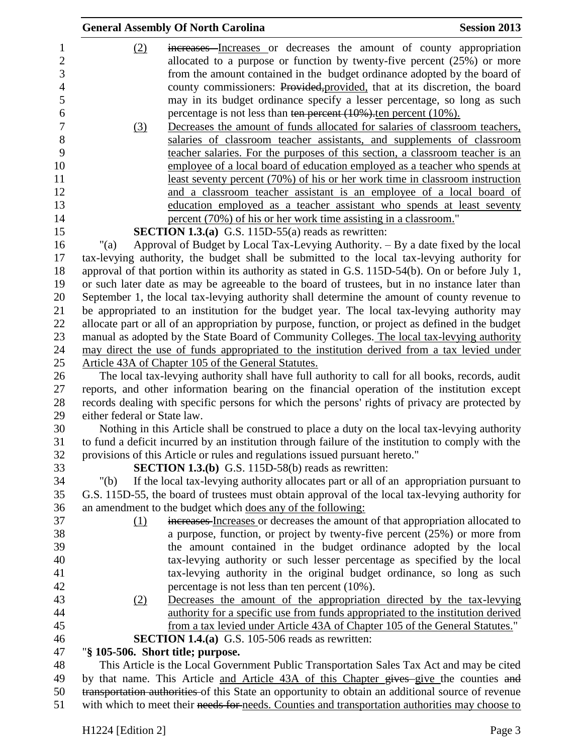(2) ~~increases~~ Increases or decreases the amount of county appropriation allocated to a purpose or function by twenty-five percent (25%) or more from the amount contained in the budget ordinance adopted by the board of county commissioners: ~~Provided,~~provided, that at its discretion, the board may in its budget ordinance specify a lesser percentage, so long as such percentage is not less than ~~ten percent (10%).~~ten percent (10%).

(3) Decreases the amount of funds allocated for salaries of classroom teachers, salaries of classroom teacher assistants, and supplements of classroom teacher salaries. For the purposes of this section, a classroom teacher is an employee of a local board of education employed as a teacher who spends at least seventy percent (70%) of his or her work time in classroom instruction and a classroom teacher assistant is an employee of a local board of education employed as a teacher assistant who spends at least seventy percent (70%) of his or her work time assisting in a classroom."

**SECTION 1.3.(a)** G.S. 115D-55(a) reads as rewritten:

"(a) Approval of Budget by Local Tax-Levying Authority. – By a date fixed by the local tax-levying authority, the budget shall be submitted to the local tax-levying authority for approval of that portion within its authority as stated in G.S. 115D-54(b). On or before July 1, or such later date as may be agreeable to the board of trustees, but in no instance later than September 1, the local tax-levying authority shall determine the amount of county revenue to be appropriated to an institution for the budget year. The local tax-levying authority may allocate part or all of an appropriation by purpose, function, or project as defined in the budget manual as adopted by the State Board of Community Colleges. The local tax-levying authority may direct the use of funds appropriated to the institution derived from a tax levied under Article 43A of Chapter 105 of the General Statutes.

The local tax-levying authority shall have full authority to call for all books, records, audit reports, and other information bearing on the financial operation of the institution except records dealing with specific persons for which the persons' rights of privacy are protected by either federal or State law.

Nothing in this Article shall be construed to place a duty on the local tax-levying authority to fund a deficit incurred by an institution through failure of the institution to comply with the provisions of this Article or rules and regulations issued pursuant hereto."

**SECTION 1.3.(b)** G.S. 115D-58(b) reads as rewritten:

"(b) If the local tax-levying authority allocates part or all of an appropriation pursuant to G.S. 115D-55, the board of trustees must obtain approval of the local tax-levying authority for an amendment to the budget which does any of the following:

(1) ~~increases~~ Increases or decreases the amount of that appropriation allocated to a purpose, function, or project by twenty-five percent (25%) or more from the amount contained in the budget ordinance adopted by the local tax-levying authority or such lesser percentage as specified by the local tax-levying authority in the original budget ordinance, so long as such percentage is not less than ten percent (10%).

(2) Decreases the amount of the appropriation directed by the tax-levying authority for a specific use from funds appropriated to the institution derived from a tax levied under Article 43A of Chapter 105 of the General Statutes."

**SECTION 1.4.(a)** G.S. 105-506 reads as rewritten:

"**§ 105-506. Short title; purpose.**

This Article is the Local Government Public Transportation Sales Tax Act and may be cited by that name. This Article and Article 43A of this Chapter ~~gives~~ give the counties ~~and transportation authorities~~ of this State an opportunity to obtain an additional source of revenue with which to meet their ~~needs for~~ needs. Counties and transportation authorities may choose to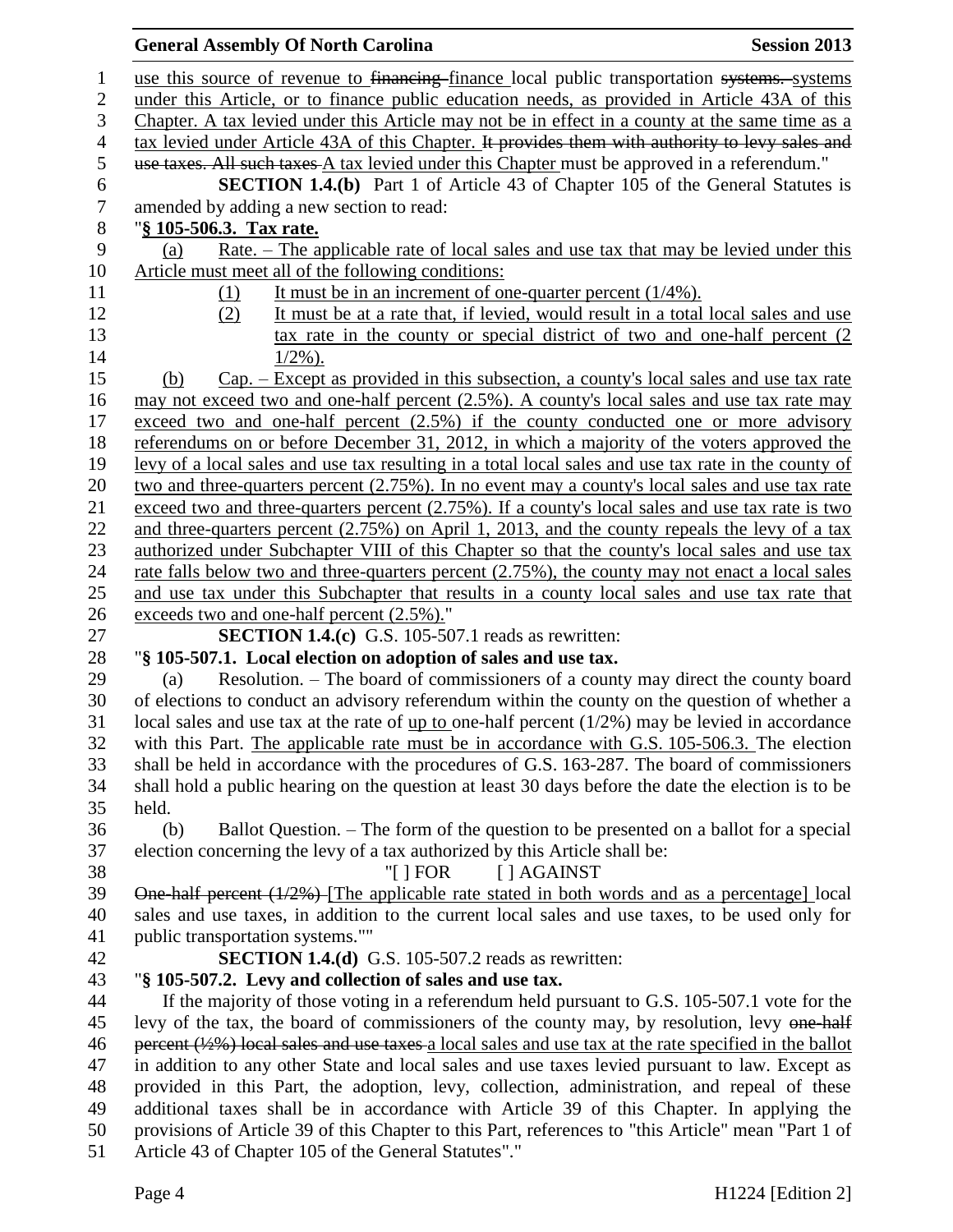use this source of revenue to ~~financing~~ finance local public transportation ~~systems.~~ systems under this Article, or to finance public education needs, as provided in Article 43A of this Chapter. A tax levied under this Article may not be in effect in a county at the same time as a tax levied under Article 43A of this Chapter. ~~It provides them with authority to levy sales and use taxes. All such taxes~~ A tax levied under this Chapter must be approved in a referendum."

**SECTION 1.4.(b)** Part 1 of Article 43 of Chapter 105 of the General Statutes is amended by adding a new section to read:

"**§ 105-506.3. Tax rate.**

(a) Rate. – The applicable rate of local sales and use tax that may be levied under this Article must meet all of the following conditions:

(1) It must be in an increment of one-quarter percent (1/4%).

(2) It must be at a rate that, if levied, would result in a total local sales and use tax rate in the county or special district of two and one-half percent (2 1/2%).

(b) Cap. – Except as provided in this subsection, a county's local sales and use tax rate may not exceed two and one-half percent (2.5%). A county's local sales and use tax rate may exceed two and one-half percent (2.5%) if the county conducted one or more advisory referendums on or before December 31, 2012, in which a majority of the voters approved the levy of a local sales and use tax resulting in a total local sales and use tax rate in the county of two and three-quarters percent (2.75%). In no event may a county's local sales and use tax rate exceed two and three-quarters percent (2.75%). If a county's local sales and use tax rate is two and three-quarters percent (2.75%) on April 1, 2013, and the county repeals the levy of a tax authorized under Subchapter VIII of this Chapter so that the county's local sales and use tax rate falls below two and three-quarters percent (2.75%), the county may not enact a local sales and use tax under this Subchapter that results in a county local sales and use tax rate that exceeds two and one-half percent (2.5%)."

**SECTION 1.4.(c)** G.S. 105-507.1 reads as rewritten:

"**§ 105-507.1. Local election on adoption of sales and use tax.**

(a) Resolution. – The board of commissioners of a county may direct the county board of elections to conduct an advisory referendum within the county on the question of whether a local sales and use tax at the rate of up to one-half percent (1/2%) may be levied in accordance with this Part. The applicable rate must be in accordance with G.S. 105-506.3. The election shall be held in accordance with the procedures of G.S. 163-287. The board of commissioners shall hold a public hearing on the question at least 30 days before the date the election is to be held.

(b) Ballot Question. – The form of the question to be presented on a ballot for a special election concerning the levy of a tax authorized by this Article shall be:

"[ ] FOR [ ] AGAINST

~~One-half percent (1/2%)~~ [The applicable rate stated in both words and as a percentage] local sales and use taxes, in addition to the current local sales and use taxes, to be used only for public transportation systems.""

**SECTION 1.4.(d)** G.S. 105-507.2 reads as rewritten:

"**§ 105-507.2. Levy and collection of sales and use tax.**

If the majority of those voting in a referendum held pursuant to G.S. 105-507.1 vote for the levy of the tax, the board of commissioners of the county may, by resolution, levy ~~one-half percent (½%) local sales and use taxes~~ a local sales and use tax at the rate specified in the ballot in addition to any other State and local sales and use taxes levied pursuant to law. Except as provided in this Part, the adoption, levy, collection, administration, and repeal of these additional taxes shall be in accordance with Article 39 of this Chapter. In applying the provisions of Article 39 of this Chapter to this Part, references to "this Article" mean "Part 1 of Article 43 of Chapter 105 of the General Statutes"."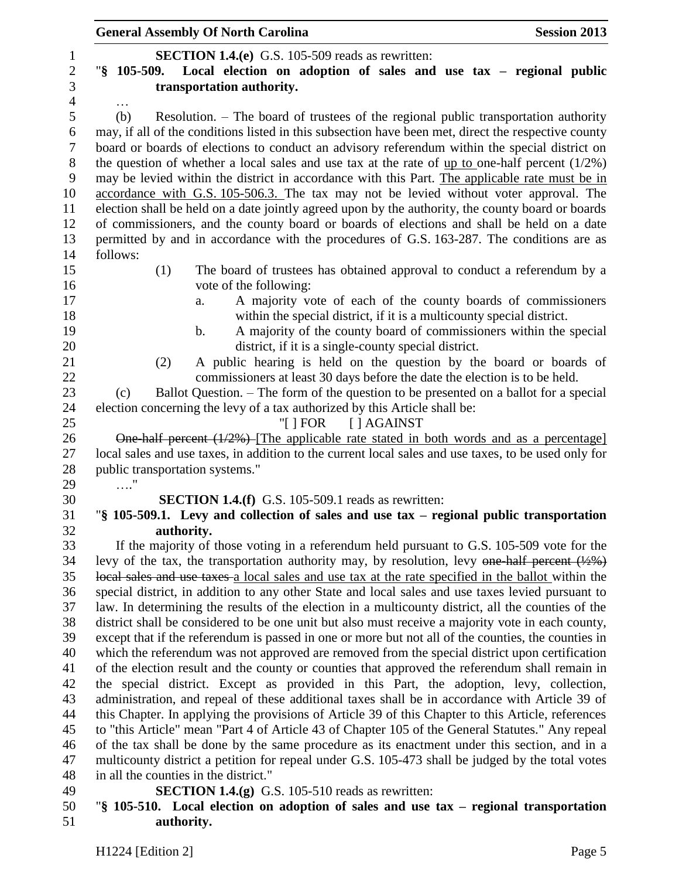**SECTION 1.4.(e)** G.S. 105-509 reads as rewritten:

"**§ 105-509. Local election on adoption of sales and use tax – regional public transportation authority.**

…

(b) Resolution. – The board of trustees of the regional public transportation authority may, if all of the conditions listed in this subsection have been met, direct the respective county board or boards of elections to conduct an advisory referendum within the special district on the question of whether a local sales and use tax at the rate of <u>up to</u> one-half percent (1/2%) may be levied within the district in accordance with this Part. <u>The applicable rate must be in accordance with G.S. 105-506.3.</u> The tax may not be levied without voter approval. The election shall be held on a date jointly agreed upon by the authority, the county board or boards of commissioners, and the county board or boards of elections and shall be held on a date permitted by and in accordance with the procedures of G.S. 163-287. The conditions are as follows:

(1) The board of trustees has obtained approval to conduct a referendum by a vote of the following:

a. A majority vote of each of the county boards of commissioners within the special district, if it is a multicounty special district.

b. A majority of the county board of commissioners within the special district, if it is a single-county special district.

(2) A public hearing is held on the question by the board or boards of commissioners at least 30 days before the date the election is to be held.

(c) Ballot Question. – The form of the question to be presented on a ballot for a special election concerning the levy of a tax authorized by this Article shall be:

"[ ] FOR [ ] AGAINST

~~One-half percent (1/2%)~~ <u>[The applicable rate stated in both words and as a percentage]</u> local sales and use taxes, in addition to the current local sales and use taxes, to be used only for public transportation systems."

…."

**SECTION 1.4.(f)** G.S. 105-509.1 reads as rewritten:

"**§ 105-509.1. Levy and collection of sales and use tax – regional public transportation authority.**

If the majority of those voting in a referendum held pursuant to G.S. 105-509 vote for the levy of the tax, the transportation authority may, by resolution, levy ~~one-half percent (½%) local sales and use taxes~~ <u>a local sales and use tax at the rate specified in the ballot</u> within the special district, in addition to any other State and local sales and use taxes levied pursuant to law. In determining the results of the election in a multicounty district, all the counties of the district shall be considered to be one unit but also must receive a majority vote in each county, except that if the referendum is passed in one or more but not all of the counties, the counties in which the referendum was not approved are removed from the special district upon certification of the election result and the county or counties that approved the referendum shall remain in the special district. Except as provided in this Part, the adoption, levy, collection, administration, and repeal of these additional taxes shall be in accordance with Article 39 of this Chapter. In applying the provisions of Article 39 of this Chapter to this Article, references to "this Article" mean "Part 4 of Article 43 of Chapter 105 of the General Statutes." Any repeal of the tax shall be done by the same procedure as its enactment under this section, and in a multicounty district a petition for repeal under G.S. 105-473 shall be judged by the total votes in all the counties in the district."

**SECTION 1.4.(g)** G.S. 105-510 reads as rewritten:

"**§ 105-510. Local election on adoption of sales and use tax – regional transportation authority.**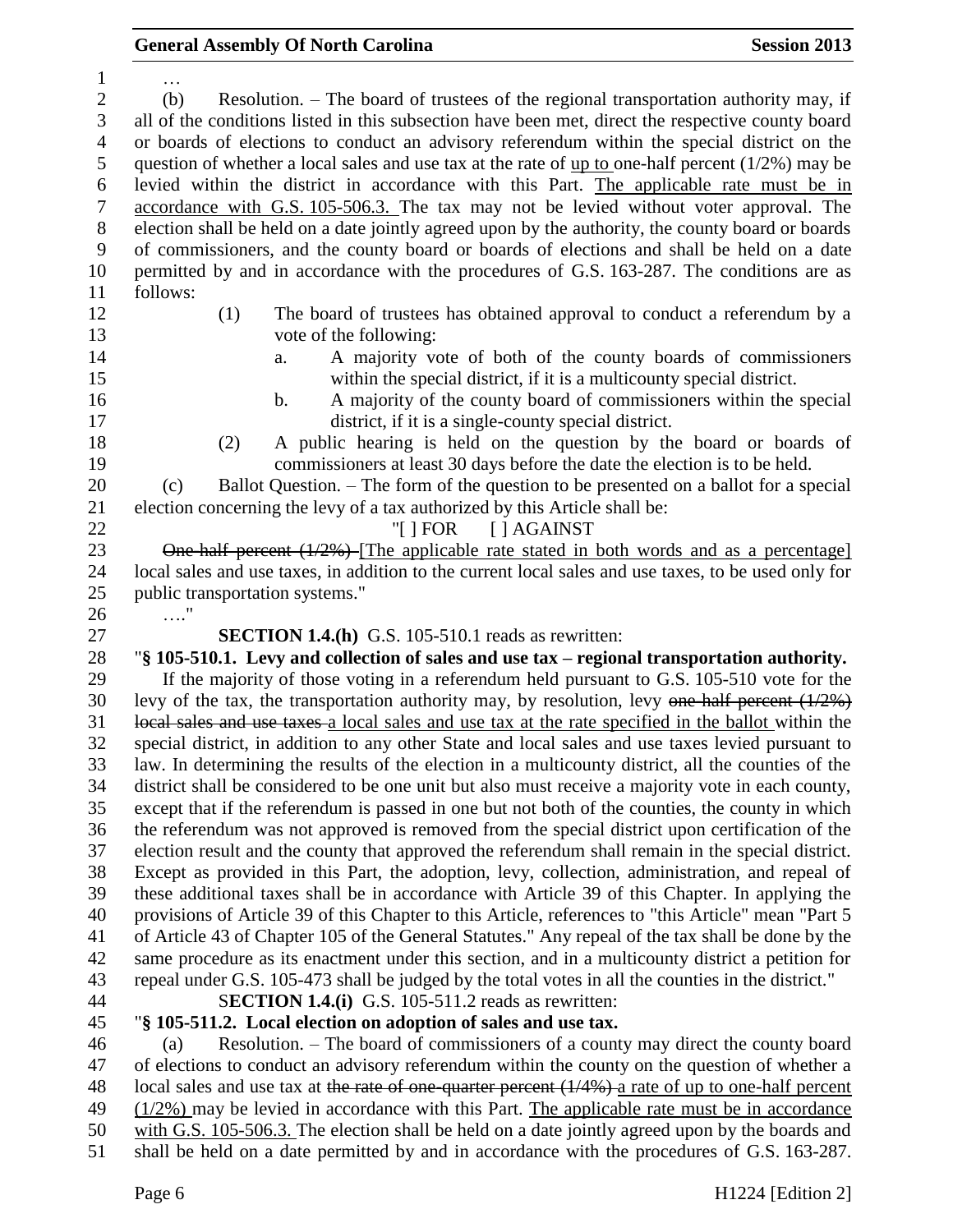…

(b) Resolution. – The board of trustees of the regional transportation authority may, if all of the conditions listed in this subsection have been met, direct the respective county board or boards of elections to conduct an advisory referendum within the special district on the question of whether a local sales and use tax at the rate of up to one-half percent (1/2%) may be levied within the district in accordance with this Part. The applicable rate must be in accordance with G.S. 105-506.3. The tax may not be levied without voter approval. The election shall be held on a date jointly agreed upon by the authority, the county board or boards of commissioners, and the county board or boards of elections and shall be held on a date permitted by and in accordance with the procedures of G.S. 163-287. The conditions are as follows:

(1) The board of trustees has obtained approval to conduct a referendum by a vote of the following:

a. A majority vote of both of the county boards of commissioners within the special district, if it is a multicounty special district.

b. A majority of the county board of commissioners within the special district, if it is a single-county special district.

(2) A public hearing is held on the question by the board or boards of commissioners at least 30 days before the date the election is to be held.

(c) Ballot Question. – The form of the question to be presented on a ballot for a special election concerning the levy of a tax authorized by this Article shall be:

"[ ] FOR [ ] AGAINST

~~One-half percent (1/2%)~~ [The applicable rate stated in both words and as a percentage] local sales and use taxes, in addition to the current local sales and use taxes, to be used only for public transportation systems."

…."

**SECTION 1.4.(h)** G.S. 105-510.1 reads as rewritten:

"**§ 105-510.1. Levy and collection of sales and use tax – regional transportation authority.**

If the majority of those voting in a referendum held pursuant to G.S. 105-510 vote for the levy of the tax, the transportation authority may, by resolution, levy ~~one-half percent (1/2%) local sales and use taxes~~ a local sales and use tax at the rate specified in the ballot within the special district, in addition to any other State and local sales and use taxes levied pursuant to law. In determining the results of the election in a multicounty district, all the counties of the district shall be considered to be one unit but also must receive a majority vote in each county, except that if the referendum is passed in one but not both of the counties, the county in which the referendum was not approved is removed from the special district upon certification of the election result and the county that approved the referendum shall remain in the special district. Except as provided in this Part, the adoption, levy, collection, administration, and repeal of these additional taxes shall be in accordance with Article 39 of this Chapter. In applying the provisions of Article 39 of this Chapter to this Article, references to "this Article" mean "Part 5 of Article 43 of Chapter 105 of the General Statutes." Any repeal of the tax shall be done by the same procedure as its enactment under this section, and in a multicounty district a petition for repeal under G.S. 105-473 shall be judged by the total votes in all the counties in the district."

**SECTION 1.4.(i)** G.S. 105-511.2 reads as rewritten:

"**§ 105-511.2. Local election on adoption of sales and use tax.**

(a) Resolution. – The board of commissioners of a county may direct the county board of elections to conduct an advisory referendum within the county on the question of whether a local sales and use tax at ~~the rate of one-quarter percent (1/4%)~~ a rate of up to one-half percent (1/2%) may be levied in accordance with this Part. The applicable rate must be in accordance with G.S. 105-506.3. The election shall be held on a date jointly agreed upon by the boards and shall be held on a date permitted by and in accordance with the procedures of G.S. 163-287.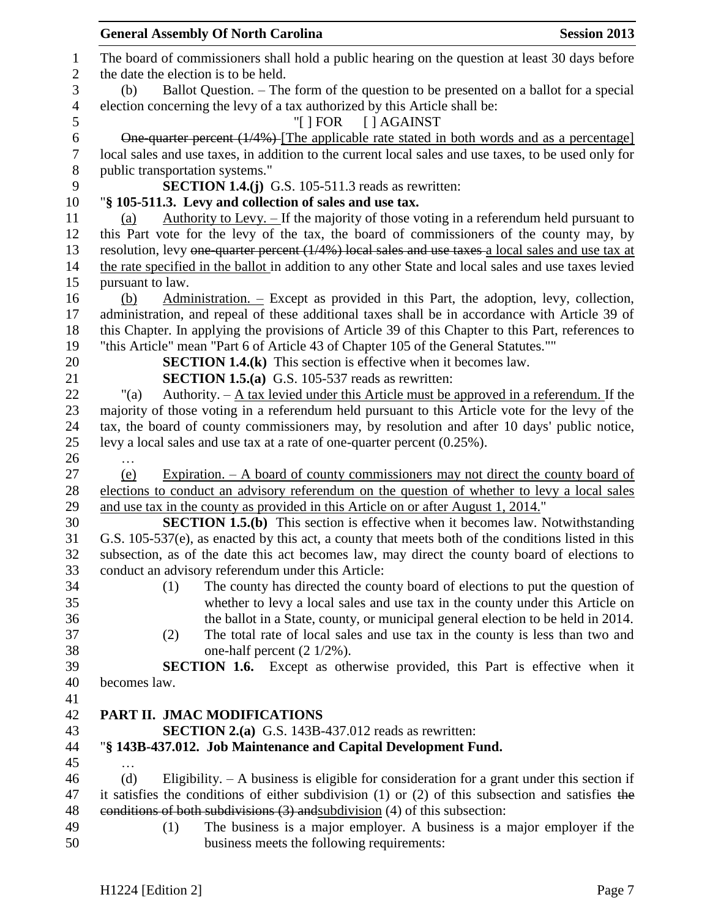The board of commissioners shall hold a public hearing on the question at least 30 days before the date the election is to be held.

(b) Ballot Question. – The form of the question to be presented on a ballot for a special election concerning the levy of a tax authorized by this Article shall be:

"[ ] FOR [ ] AGAINST

~~One-quarter percent (1/4%)~~ [The applicable rate stated in both words and as a percentage] local sales and use taxes, in addition to the current local sales and use taxes, to be used only for public transportation systems."

**SECTION 1.4.(j)** G.S. 105-511.3 reads as rewritten:

"**§ 105-511.3. Levy and collection of sales and use tax.**

(a) Authority to Levy. – If the majority of those voting in a referendum held pursuant to this Part vote for the levy of the tax, the board of commissioners of the county may, by resolution, levy ~~one-quarter percent (1/4%) local sales and use taxes~~ a local sales and use tax at the rate specified in the ballot in addition to any other State and local sales and use taxes levied pursuant to law.

(b) Administration. – Except as provided in this Part, the adoption, levy, collection, administration, and repeal of these additional taxes shall be in accordance with Article 39 of this Chapter. In applying the provisions of Article 39 of this Chapter to this Part, references to "this Article" mean "Part 6 of Article 43 of Chapter 105 of the General Statutes.""

**SECTION 1.4.(k)** This section is effective when it becomes law.

**SECTION 1.5.(a)** G.S. 105-537 reads as rewritten:

"(a) Authority. – A tax levied under this Article must be approved in a referendum. If the majority of those voting in a referendum held pursuant to this Article vote for the levy of the tax, the board of county commissioners may, by resolution and after 10 days' public notice, levy a local sales and use tax at a rate of one-quarter percent (0.25%).

…

(e) Expiration. – A board of county commissioners may not direct the county board of elections to conduct an advisory referendum on the question of whether to levy a local sales and use tax in the county as provided in this Article on or after August 1, 2014."

**SECTION 1.5.(b)** This section is effective when it becomes law. Notwithstanding G.S. 105-537(e), as enacted by this act, a county that meets both of the conditions listed in this subsection, as of the date this act becomes law, may direct the county board of elections to conduct an advisory referendum under this Article:

(1) The county has directed the county board of elections to put the question of whether to levy a local sales and use tax in the county under this Article on the ballot in a State, county, or municipal general election to be held in 2014.

(2) The total rate of local sales and use tax in the county is less than two and one-half percent (2 1/2%).

**SECTION 1.6.** Except as otherwise provided, this Part is effective when it becomes law.

**PART II. JMAC MODIFICATIONS**

**SECTION 2.(a)** G.S. 143B-437.012 reads as rewritten:

"**§ 143B-437.012. Job Maintenance and Capital Development Fund.**

…

(d) Eligibility. – A business is eligible for consideration for a grant under this section if it satisfies the conditions of either subdivision (1) or (2) of this subsection and satisfies ~~the conditions of both subdivisions (3) and~~subdivision (4) of this subsection:

(1) The business is a major employer. A business is a major employer if the business meets the following requirements: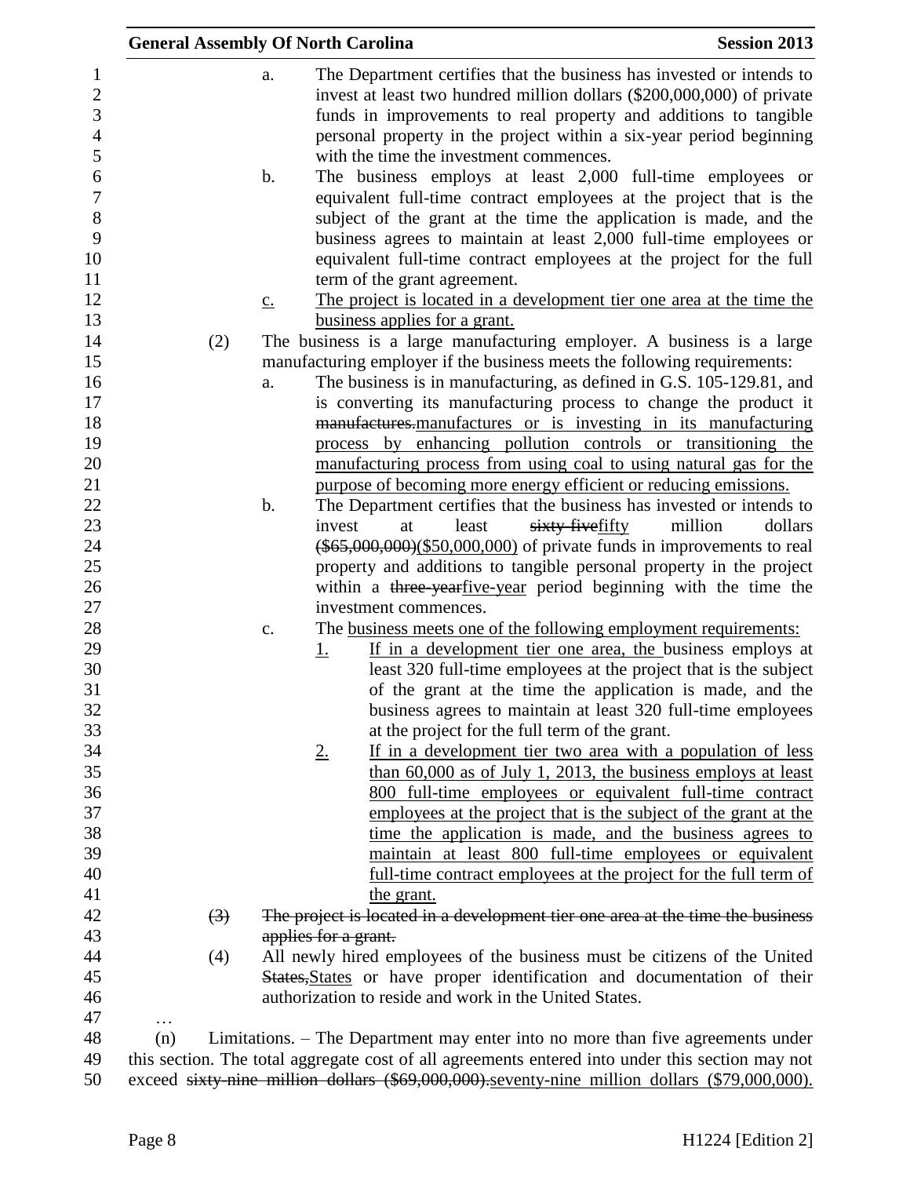a. The Department certifies that the business has invested or intends to invest at least two hundred million dollars ($200,000,000) of private funds in improvements to real property and additions to tangible personal property in the project within a six-year period beginning with the time the investment commences.

b. The business employs at least 2,000 full-time employees or equivalent full-time contract employees at the project that is the subject of the grant at the time the application is made, and the business agrees to maintain at least 2,000 full-time employees or equivalent full-time contract employees at the project for the full term of the grant agreement.

c. The project is located in a development tier one area at the time the business applies for a grant.

(2) The business is a large manufacturing employer. A business is a large manufacturing employer if the business meets the following requirements:

a. The business is in manufacturing, as defined in G.S. 105-129.81, and is converting its manufacturing process to change the product it ~~manufactures.~~manufactures or is investing in its manufacturing process by enhancing pollution controls or transitioning the manufacturing process from using coal to using natural gas for the purpose of becoming more energy efficient or reducing emissions.

b. The Department certifies that the business has invested or intends to invest at least ~~sixty-five~~fifty million dollars ~~($65,000,000)~~($50,000,000) of private funds in improvements to real property and additions to tangible personal property in the project within a ~~three-year~~five-year period beginning with the time the investment commences.

c. The business meets one of the following employment requirements:

1. If in a development tier one area, the business employs at least 320 full-time employees at the project that is the subject of the grant at the time the application is made, and the business agrees to maintain at least 320 full-time employees at the project for the full term of the grant.

2. If in a development tier two area with a population of less than 60,000 as of July 1, 2013, the business employs at least 800 full-time employees or equivalent full-time contract employees at the project that is the subject of the grant at the time the application is made, and the business agrees to maintain at least 800 full-time employees or equivalent full-time contract employees at the project for the full term of the grant.

~~(3) The project is located in a development tier one area at the time the business applies for a grant.~~

(4) All newly hired employees of the business must be citizens of the United ~~States,~~States or have proper identification and documentation of their authorization to reside and work in the United States.

…

(n) Limitations. – The Department may enter into no more than five agreements under this section. The total aggregate cost of all agreements entered into under this section may not exceed ~~sixty-nine million dollars ($69,000,000).~~seventy-nine million dollars ($79,000,000).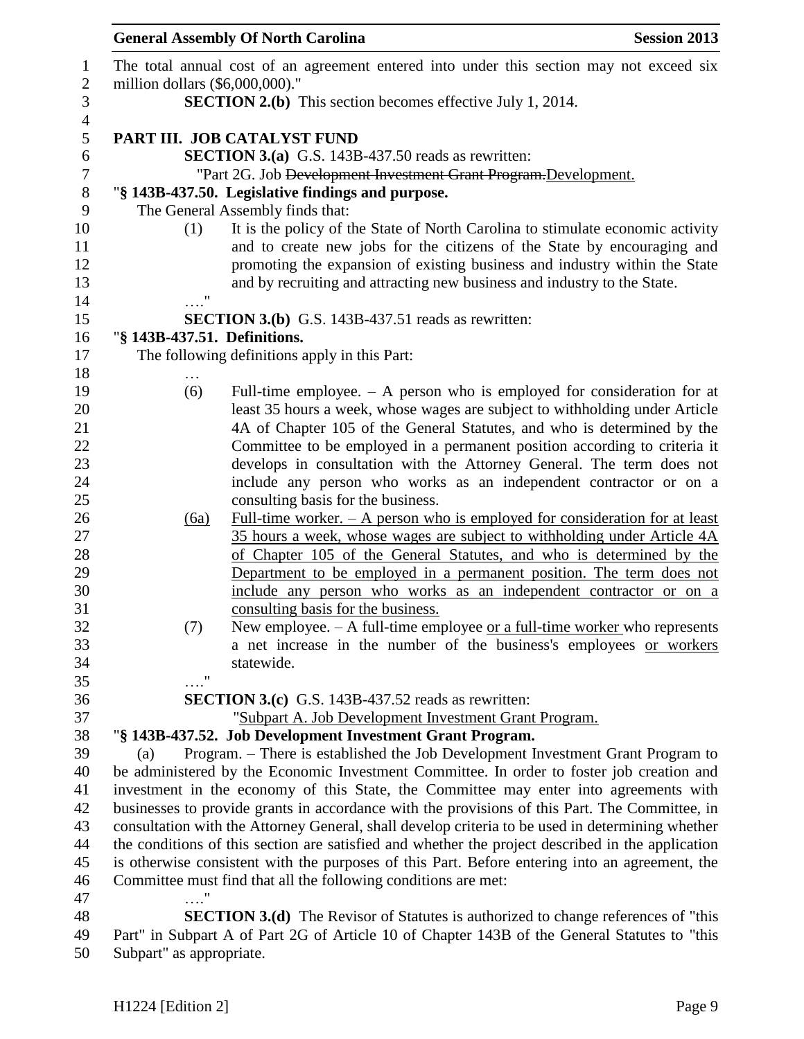The total annual cost of an agreement entered into under this section may not exceed six million dollars ($6,000,000)."

**SECTION 2.(b)** This section becomes effective July 1, 2014.

**PART III. JOB CATALYST FUND**

**SECTION 3.(a)** G.S. 143B-437.50 reads as rewritten:

"Part 2G. Job ~~Development Investment Grant Program.~~Development.

"**§ 143B-437.50. Legislative findings and purpose.**

The General Assembly finds that:

(1) It is the policy of the State of North Carolina to stimulate economic activity and to create new jobs for the citizens of the State by encouraging and promoting the expansion of existing business and industry within the State and by recruiting and attracting new business and industry to the State.

…."

**SECTION 3.(b)** G.S. 143B-437.51 reads as rewritten:

"**§ 143B-437.51. Definitions.**

The following definitions apply in this Part:

…

(6) Full-time employee. – A person who is employed for consideration for at least 35 hours a week, whose wages are subject to withholding under Article 4A of Chapter 105 of the General Statutes, and who is determined by the Committee to be employed in a permanent position according to criteria it develops in consultation with the Attorney General. The term does not include any person who works as an independent contractor or on a consulting basis for the business.

<u>(6a)</u> <u>Full-time worker. – A person who is employed for consideration for at least 35 hours a week, whose wages are subject to withholding under Article 4A of Chapter 105 of the General Statutes, and who is determined by the Department to be employed in a permanent position. The term does not include any person who works as an independent contractor or on a consulting basis for the business.</u>

(7) New employee. – A full-time employee <u>or a full-time worker</u> who represents a net increase in the number of the business's employees <u>or workers</u> statewide.

…."

**SECTION 3.(c)** G.S. 143B-437.52 reads as rewritten:

"<u>Subpart A. Job Development Investment Grant Program.</u>

"**§ 143B-437.52. Job Development Investment Grant Program.**

(a) Program. – There is established the Job Development Investment Grant Program to be administered by the Economic Investment Committee. In order to foster job creation and investment in the economy of this State, the Committee may enter into agreements with businesses to provide grants in accordance with the provisions of this Part. The Committee, in consultation with the Attorney General, shall develop criteria to be used in determining whether the conditions of this section are satisfied and whether the project described in the application is otherwise consistent with the purposes of this Part. Before entering into an agreement, the Committee must find that all the following conditions are met:

…."

**SECTION 3.(d)** The Revisor of Statutes is authorized to change references of "this Part" in Subpart A of Part 2G of Article 10 of Chapter 143B of the General Statutes to "this Subpart" as appropriate.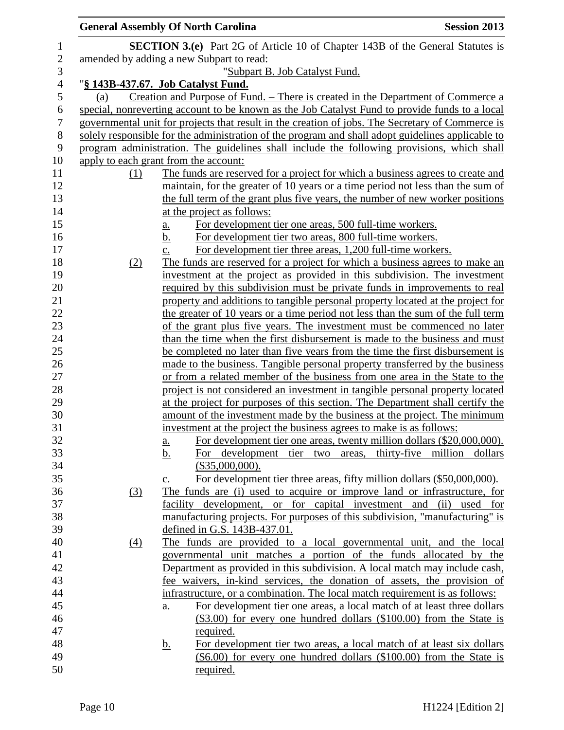**SECTION 3.(e)** Part 2G of Article 10 of Chapter 143B of the General Statutes is amended by adding a new Subpart to read:

"Subpart B. Job Catalyst Fund.

"**§ 143B-437.67. Job Catalyst Fund.**

(a) Creation and Purpose of Fund. – There is created in the Department of Commerce a special, nonreverting account to be known as the Job Catalyst Fund to provide funds to a local governmental unit for projects that result in the creation of jobs. The Secretary of Commerce is solely responsible for the administration of the program and shall adopt guidelines applicable to program administration. The guidelines shall include the following provisions, which shall apply to each grant from the account:

(1) The funds are reserved for a project for which a business agrees to create and maintain, for the greater of 10 years or a time period not less than the sum of the full term of the grant plus five years, the number of new worker positions at the project as follows:

a. For development tier one areas, 500 full-time workers.

b. For development tier two areas, 800 full-time workers.

c. For development tier three areas, 1,200 full-time workers.

(2) The funds are reserved for a project for which a business agrees to make an investment at the project as provided in this subdivision. The investment required by this subdivision must be private funds in improvements to real property and additions to tangible personal property located at the project for the greater of 10 years or a time period not less than the sum of the full term of the grant plus five years. The investment must be commenced no later than the time when the first disbursement is made to the business and must be completed no later than five years from the time the first disbursement is made to the business. Tangible personal property transferred by the business or from a related member of the business from one area in the State to the project is not considered an investment in tangible personal property located at the project for purposes of this section. The Department shall certify the amount of the investment made by the business at the project. The minimum investment at the project the business agrees to make is as follows:

a. For development tier one areas, twenty million dollars ($20,000,000).

b. For development tier two areas, thirty-five million dollars ($35,000,000).

c. For development tier three areas, fifty million dollars ($50,000,000).

(3) The funds are (i) used to acquire or improve land or infrastructure, for facility development, or for capital investment and (ii) used for manufacturing projects. For purposes of this subdivision, "manufacturing" is defined in G.S. 143B-437.01.

(4) The funds are provided to a local governmental unit, and the local governmental unit matches a portion of the funds allocated by the Department as provided in this subdivision. A local match may include cash, fee waivers, in-kind services, the donation of assets, the provision of infrastructure, or a combination. The local match requirement is as follows:

a. For development tier one areas, a local match of at least three dollars ($3.00) for every one hundred dollars ($100.00) from the State is required.

b. For development tier two areas, a local match of at least six dollars ($6.00) for every one hundred dollars ($100.00) from the State is required.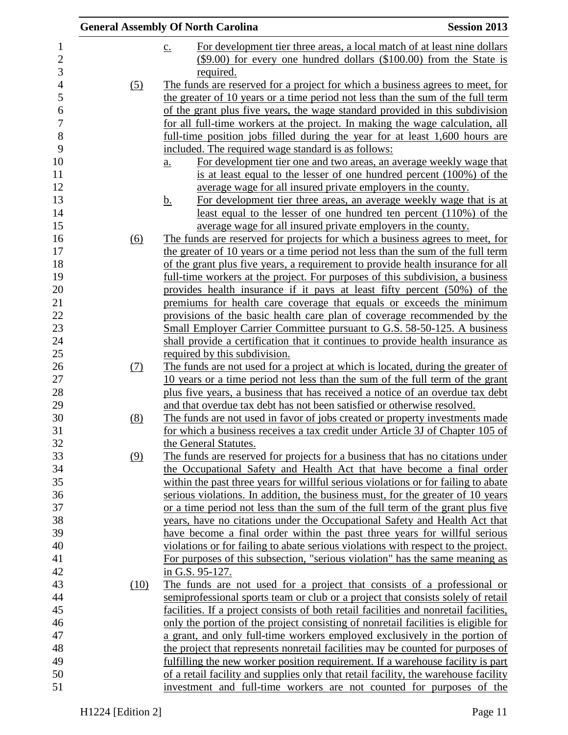c. For development tier three areas, a local match of at least nine dollars ($9.00) for every one hundred dollars ($100.00) from the State is required.

(5) The funds are reserved for a project for which a business agrees to meet, for the greater of 10 years or a time period not less than the sum of the full term of the grant plus five years, the wage standard provided in this subdivision for all full-time workers at the project. In making the wage calculation, all full-time position jobs filled during the year for at least 1,600 hours are included. The required wage standard is as follows:

a. For development tier one and two areas, an average weekly wage that is at least equal to the lesser of one hundred percent (100%) of the average wage for all insured private employers in the county.

b. For development tier three areas, an average weekly wage that is at least equal to the lesser of one hundred ten percent (110%) of the average wage for all insured private employers in the county.

(6) The funds are reserved for projects for which a business agrees to meet, for the greater of 10 years or a time period not less than the sum of the full term of the grant plus five years, a requirement to provide health insurance for all full-time workers at the project. For purposes of this subdivision, a business provides health insurance if it pays at least fifty percent (50%) of the premiums for health care coverage that equals or exceeds the minimum provisions of the basic health care plan of coverage recommended by the Small Employer Carrier Committee pursuant to G.S. 58-50-125. A business shall provide a certification that it continues to provide health insurance as required by this subdivision.

(7) The funds are not used for a project at which is located, during the greater of 10 years or a time period not less than the sum of the full term of the grant plus five years, a business that has received a notice of an overdue tax debt and that overdue tax debt has not been satisfied or otherwise resolved.

(8) The funds are not used in favor of jobs created or property investments made for which a business receives a tax credit under Article 3J of Chapter 105 of the General Statutes.

(9) The funds are reserved for projects for a business that has no citations under the Occupational Safety and Health Act that have become a final order within the past three years for willful serious violations or for failing to abate serious violations. In addition, the business must, for the greater of 10 years or a time period not less than the sum of the full term of the grant plus five years, have no citations under the Occupational Safety and Health Act that have become a final order within the past three years for willful serious violations or for failing to abate serious violations with respect to the project. For purposes of this subsection, "serious violation" has the same meaning as in G.S. 95-127.

(10) The funds are not used for a project that consists of a professional or semiprofessional sports team or club or a project that consists solely of retail facilities. If a project consists of both retail facilities and nonretail facilities, only the portion of the project consisting of nonretail facilities is eligible for a grant, and only full-time workers employed exclusively in the portion of the project that represents nonretail facilities may be counted for purposes of fulfilling the new worker position requirement. If a warehouse facility is part of a retail facility and supplies only that retail facility, the warehouse facility investment and full-time workers are not counted for purposes of the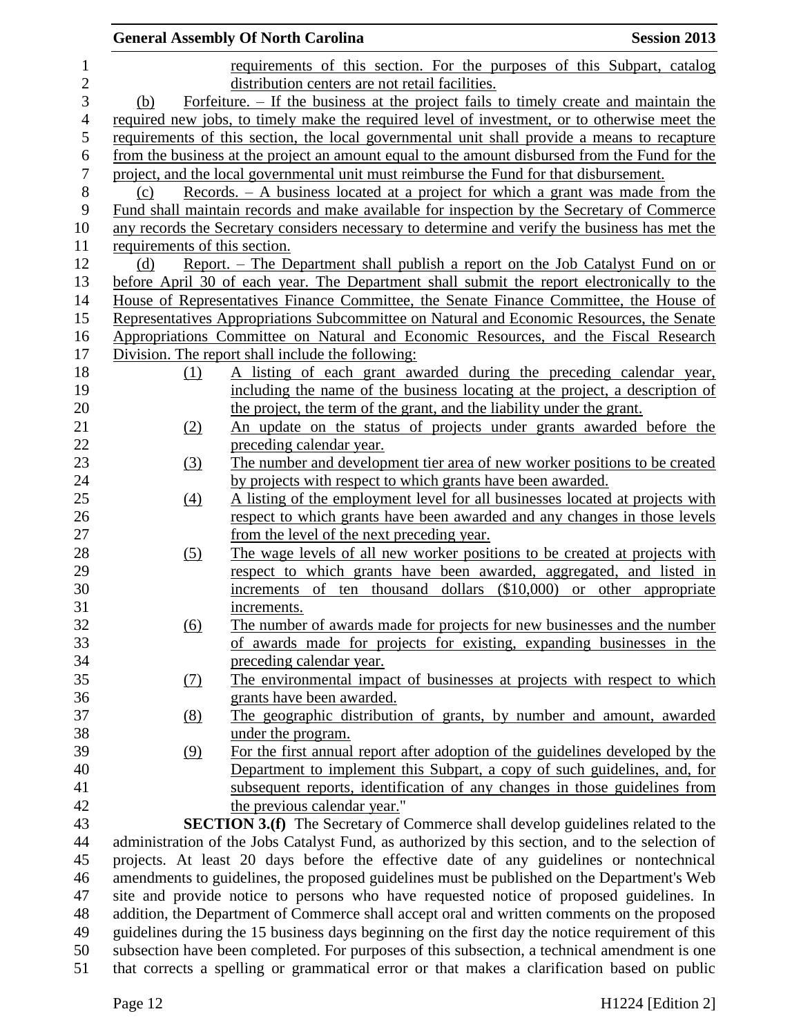requirements of this section. For the purposes of this Subpart, catalog distribution centers are not retail facilities.

(b) Forfeiture. – If the business at the project fails to timely create and maintain the required new jobs, to timely make the required level of investment, or to otherwise meet the requirements of this section, the local governmental unit shall provide a means to recapture from the business at the project an amount equal to the amount disbursed from the Fund for the project, and the local governmental unit must reimburse the Fund for that disbursement.

(c) Records. – A business located at a project for which a grant was made from the Fund shall maintain records and make available for inspection by the Secretary of Commerce any records the Secretary considers necessary to determine and verify the business has met the requirements of this section.

(d) Report. – The Department shall publish a report on the Job Catalyst Fund on or before April 30 of each year. The Department shall submit the report electronically to the House of Representatives Finance Committee, the Senate Finance Committee, the House of Representatives Appropriations Subcommittee on Natural and Economic Resources, the Senate Appropriations Committee on Natural and Economic Resources, and the Fiscal Research Division. The report shall include the following:

(1) A listing of each grant awarded during the preceding calendar year, including the name of the business locating at the project, a description of the project, the term of the grant, and the liability under the grant.
(2) An update on the status of projects under grants awarded before the preceding calendar year.
(3) The number and development tier area of new worker positions to be created by projects with respect to which grants have been awarded.
(4) A listing of the employment level for all businesses located at projects with respect to which grants have been awarded and any changes in those levels from the level of the next preceding year.
(5) The wage levels of all new worker positions to be created at projects with respect to which grants have been awarded, aggregated, and listed in increments of ten thousand dollars ($10,000) or other appropriate increments.
(6) The number of awards made for projects for new businesses and the number of awards made for projects for existing, expanding businesses in the preceding calendar year.
(7) The environmental impact of businesses at projects with respect to which grants have been awarded.
(8) The geographic distribution of grants, by number and amount, awarded under the program.
(9) For the first annual report after adoption of the guidelines developed by the Department to implement this Subpart, a copy of such guidelines, and, for subsequent reports, identification of any changes in those guidelines from the previous calendar year."

**SECTION 3.(f)** The Secretary of Commerce shall develop guidelines related to the administration of the Jobs Catalyst Fund, as authorized by this section, and to the selection of projects. At least 20 days before the effective date of any guidelines or nontechnical amendments to guidelines, the proposed guidelines must be published on the Department's Web site and provide notice to persons who have requested notice of proposed guidelines. In addition, the Department of Commerce shall accept oral and written comments on the proposed guidelines during the 15 business days beginning on the first day the notice requirement of this subsection have been completed. For purposes of this subsection, a technical amendment is one that corrects a spelling or grammatical error or that makes a clarification based on public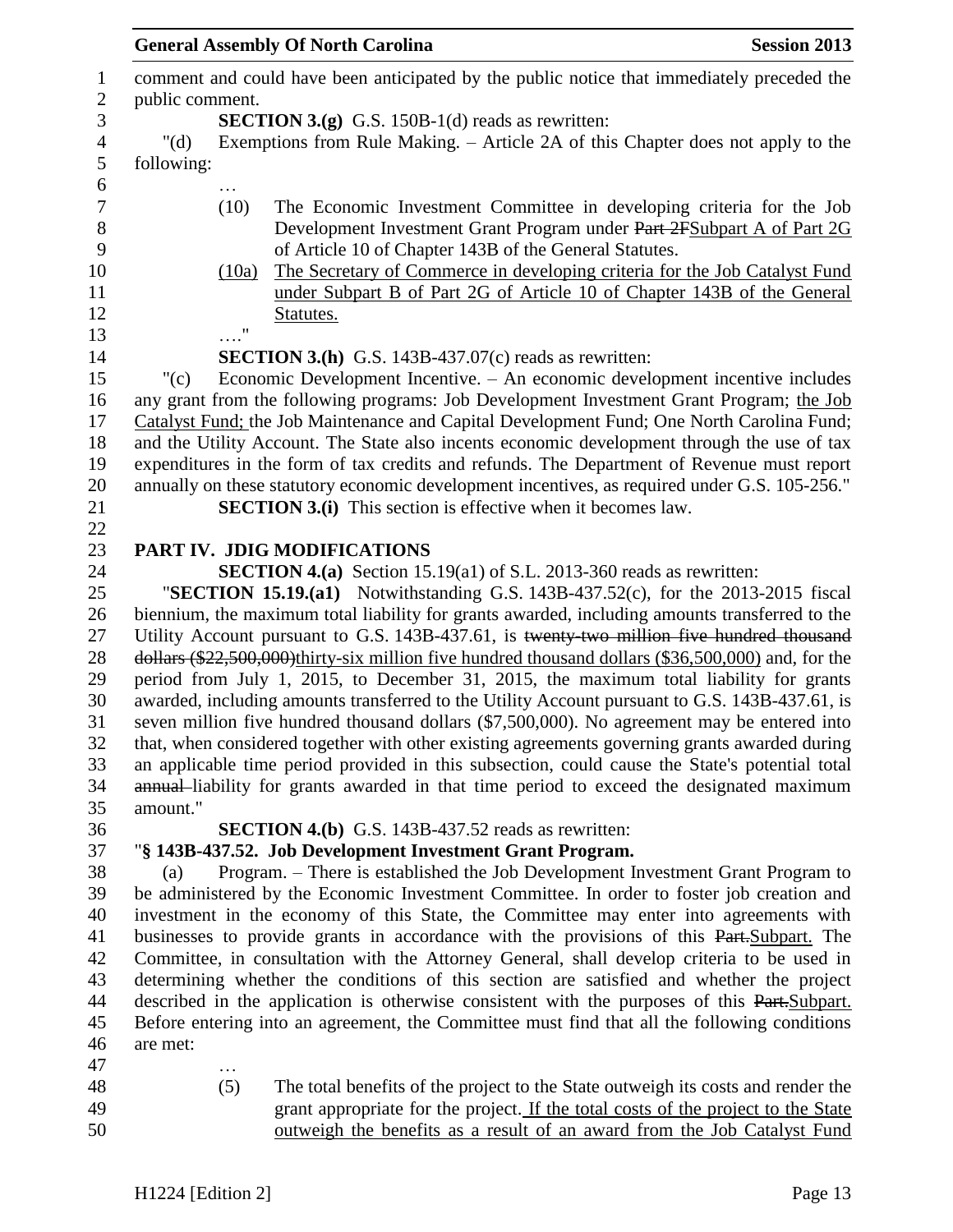comment and could have been anticipated by the public notice that immediately preceded the public comment.

**SECTION 3.(g)** G.S. 150B-1(d) reads as rewritten:

"(d) Exemptions from Rule Making. – Article 2A of this Chapter does not apply to the following:

…

(10) The Economic Investment Committee in developing criteria for the Job Development Investment Grant Program under ~~Part 2F~~Subpart A of Part 2G of Article 10 of Chapter 143B of the General Statutes.

(10a) The Secretary of Commerce in developing criteria for the Job Catalyst Fund under Subpart B of Part 2G of Article 10 of Chapter 143B of the General Statutes.

…."

**SECTION 3.(h)** G.S. 143B-437.07(c) reads as rewritten:

"(c) Economic Development Incentive. – An economic development incentive includes any grant from the following programs: Job Development Investment Grant Program; the Job Catalyst Fund; the Job Maintenance and Capital Development Fund; One North Carolina Fund; and the Utility Account. The State also incents economic development through the use of tax expenditures in the form of tax credits and refunds. The Department of Revenue must report annually on these statutory economic development incentives, as required under G.S. 105-256."

**SECTION 3.(i)** This section is effective when it becomes law.

## PART IV. JDIG MODIFICATIONS

**SECTION 4.(a)** Section 15.19(a1) of S.L. 2013-360 reads as rewritten:

"**SECTION 15.19.(a1)** Notwithstanding G.S. 143B-437.52(c), for the 2013-2015 fiscal biennium, the maximum total liability for grants awarded, including amounts transferred to the Utility Account pursuant to G.S. 143B-437.61, is ~~twenty-two million five hundred thousand dollars ($22,500,000)~~thirty-six million five hundred thousand dollars ($36,500,000) and, for the period from July 1, 2015, to December 31, 2015, the maximum total liability for grants awarded, including amounts transferred to the Utility Account pursuant to G.S. 143B-437.61, is seven million five hundred thousand dollars ($7,500,000). No agreement may be entered into that, when considered together with other existing agreements governing grants awarded during an applicable time period provided in this subsection, could cause the State's potential total ~~annual~~ liability for grants awarded in that time period to exceed the designated maximum amount."

**SECTION 4.(b)** G.S. 143B-437.52 reads as rewritten:

"**§ 143B-437.52. Job Development Investment Grant Program.**

(a) Program. – There is established the Job Development Investment Grant Program to be administered by the Economic Investment Committee. In order to foster job creation and investment in the economy of this State, the Committee may enter into agreements with businesses to provide grants in accordance with the provisions of this ~~Part.~~Subpart. The Committee, in consultation with the Attorney General, shall develop criteria to be used in determining whether the conditions of this section are satisfied and whether the project described in the application is otherwise consistent with the purposes of this ~~Part.~~Subpart. Before entering into an agreement, the Committee must find that all the following conditions are met:

…

(5) The total benefits of the project to the State outweigh its costs and render the grant appropriate for the project. If the total costs of the project to the State outweigh the benefits as a result of an award from the Job Catalyst Fund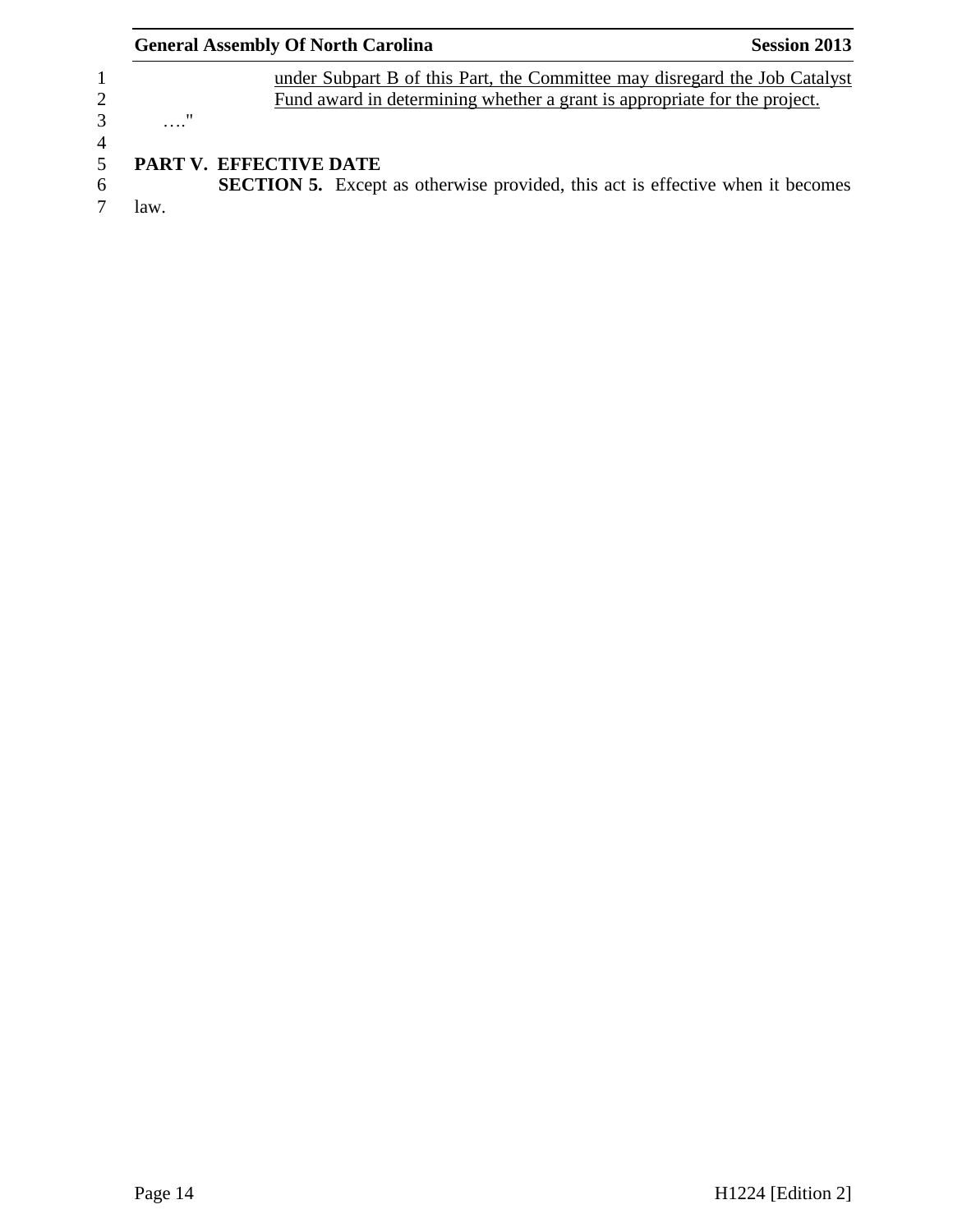under Subpart B of this Part, the Committee may disregard the Job Catalyst Fund award in determining whether a grant is appropriate for the project.

…."

## PART V. EFFECTIVE DATE

**SECTION 5.** Except as otherwise provided, this act is effective when it becomes law.